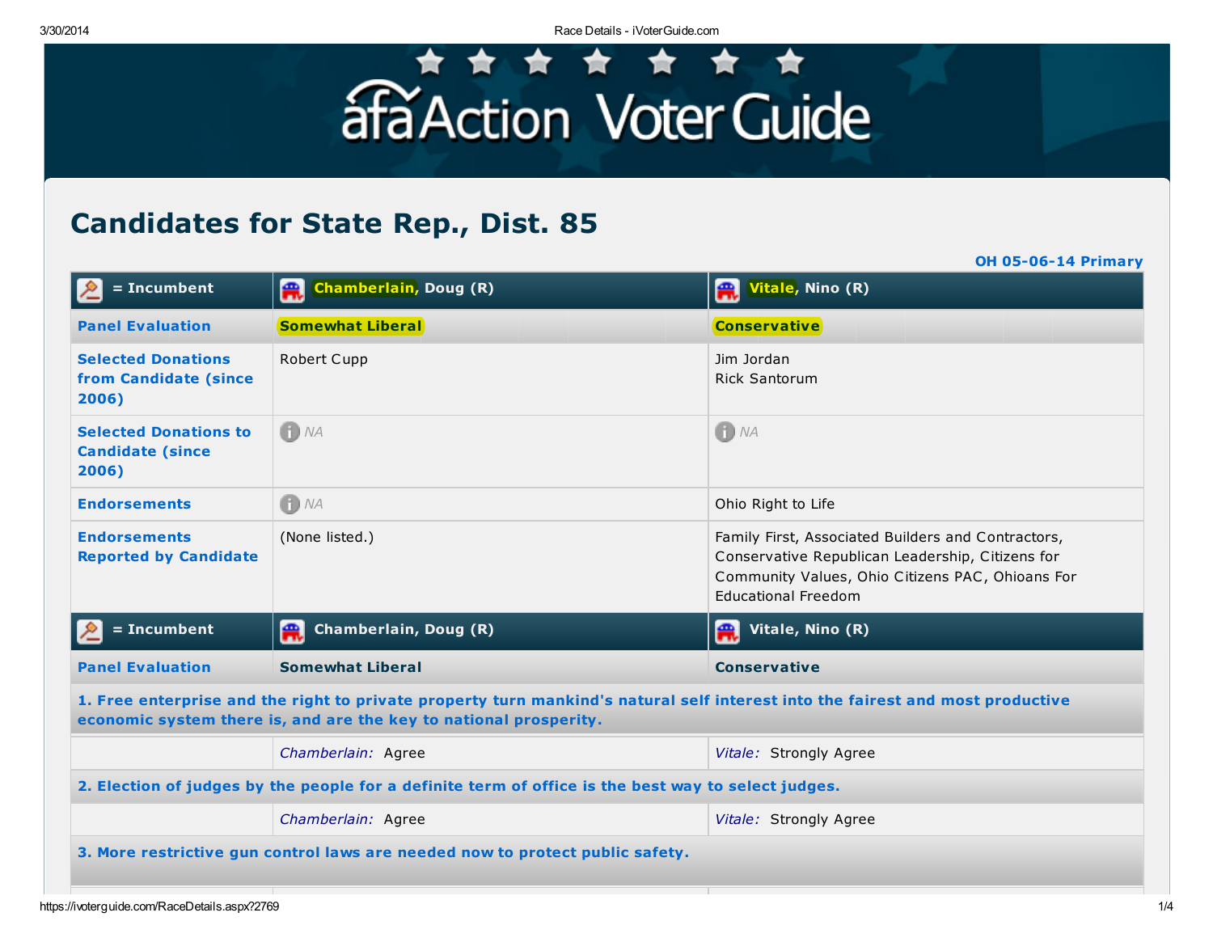afa Action Voter Guide

# Candidates for State Rep., Dist. 85

OH 05-06-14 Primary

| = Incumbent | Chamberlain, Doug (R) | Vitale, Nino (R) |
|---|---|---|
| Panel Evaluation | Somewhat Liberal | Conservative |
| Selected Donations from Candidate (since 2006) | Robert Cupp | Jim Jordan<br>Rick Santorum |
| Selected Donations to Candidate (since 2006) | NA | NA |
| Endorsements | NA | Ohio Right to Life |
| Endorsements Reported by Candidate | (None listed.) | Family First, Associated Builders and Contractors, Conservative Republican Leadership, Citizens for Community Values, Ohio Citizens PAC, Ohioans For Educational Freedom |

| = Incumbent | Chamberlain, Doug (R) | Vitale, Nino (R) |
|---|---|---|
| Panel Evaluation | Somewhat Liberal | Conservative |
| **1. Free enterprise and the right to private property turn mankind's natural self interest into the fairest and most productive economic system there is, and are the key to national prosperity.** | | |
| | *Chamberlain:* Agree | *Vitale:* Strongly Agree |
| **2. Election of judges by the people for a definite term of office is the best way to select judges.** | | |
| | *Chamberlain:* Agree | *Vitale:* Strongly Agree |
| **3. More restrictive gun control laws are needed now to protect public safety.** | | |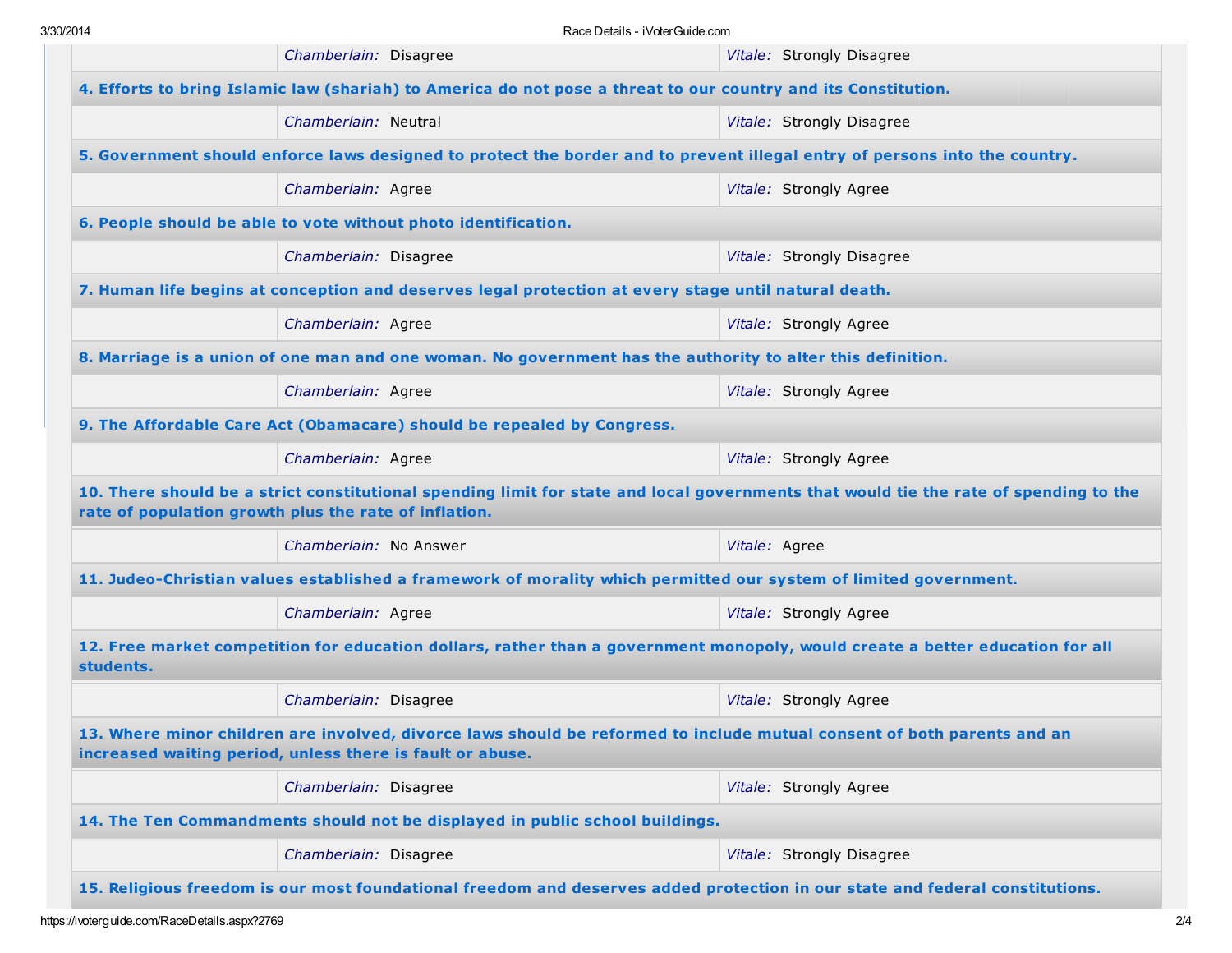| | Chamberlain: Disagree | Vitale: Strongly Disagree |
|---|---|---|

**4. Efforts to bring Islamic law (shariah) to America do not pose a threat to our country and its Constitution.**

| | Chamberlain: Neutral | Vitale: Strongly Disagree |
|---|---|---|

**5. Government should enforce laws designed to protect the border and to prevent illegal entry of persons into the country.**

| | Chamberlain: Agree | Vitale: Strongly Agree |
|---|---|---|

**6. People should be able to vote without photo identification.**

| | Chamberlain: Disagree | Vitale: Strongly Disagree |
|---|---|---|

**7. Human life begins at conception and deserves legal protection at every stage until natural death.**

| | Chamberlain: Agree | Vitale: Strongly Agree |
|---|---|---|

**8. Marriage is a union of one man and one woman. No government has the authority to alter this definition.**

| | Chamberlain: Agree | Vitale: Strongly Agree |
|---|---|---|

**9. The Affordable Care Act (Obamacare) should be repealed by Congress.**

| | Chamberlain: Agree | Vitale: Strongly Agree |
|---|---|---|

**10. There should be a strict constitutional spending limit for state and local governments that would tie the rate of spending to the rate of population growth plus the rate of inflation.**

| | Chamberlain: No Answer | Vitale: Agree |
|---|---|---|

**11. Judeo-Christian values established a framework of morality which permitted our system of limited government.**

| | Chamberlain: Agree | Vitale: Strongly Agree |
|---|---|---|

**12. Free market competition for education dollars, rather than a government monopoly, would create a better education for all students.**

| | Chamberlain: Disagree | Vitale: Strongly Agree |
|---|---|---|

**13. Where minor children are involved, divorce laws should be reformed to include mutual consent of both parents and an increased waiting period, unless there is fault or abuse.**

| | Chamberlain: Disagree | Vitale: Strongly Agree |
|---|---|---|

**14. The Ten Commandments should not be displayed in public school buildings.**

| | Chamberlain: Disagree | Vitale: Strongly Disagree |
|---|---|---|

**15. Religious freedom is our most foundational freedom and deserves added protection in our state and federal constitutions.**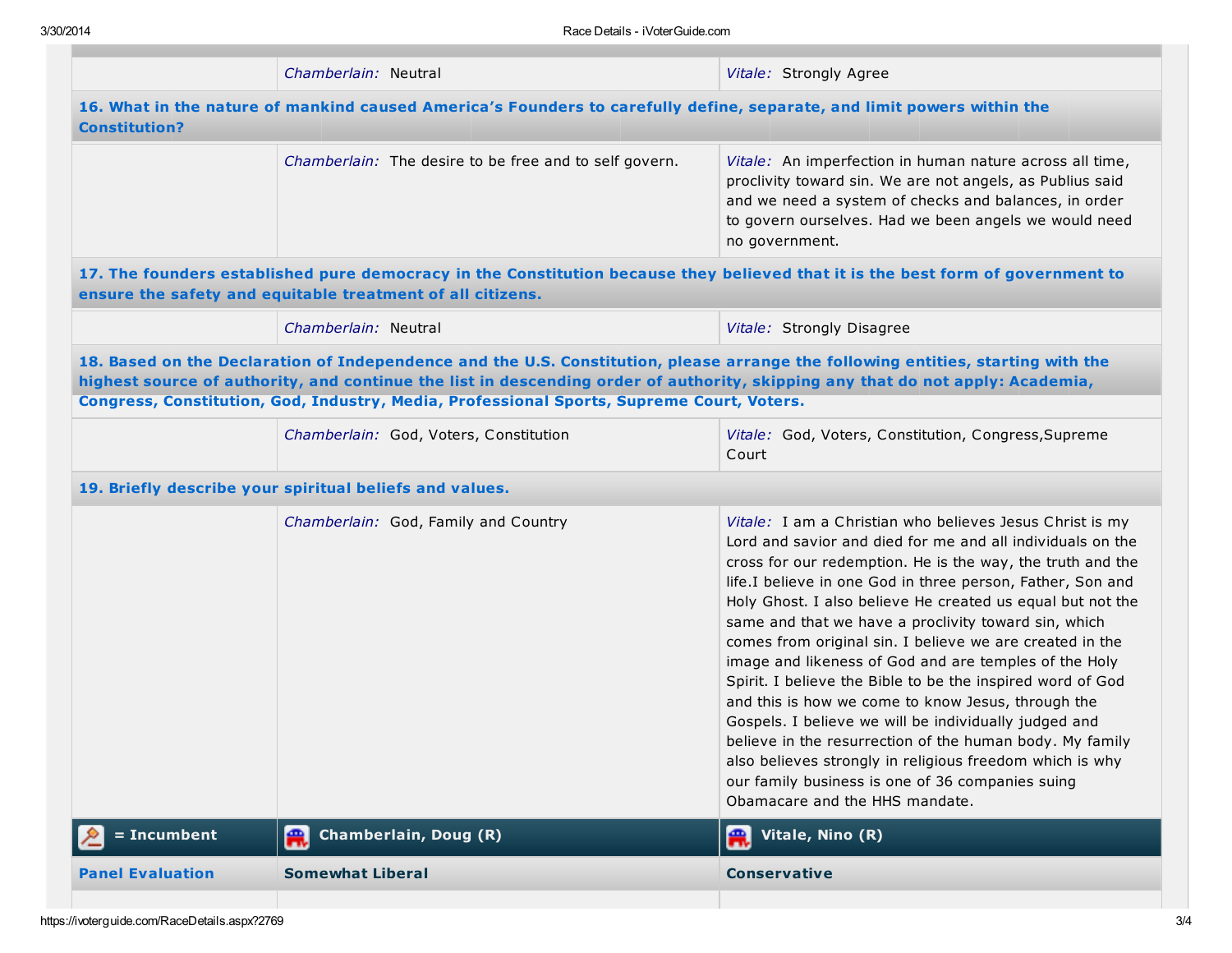| | Chamberlain | Vitale |
| --- | --- | --- |
| | *Chamberlain:* Neutral | *Vitale:* Strongly Agree |

**16. What in the nature of mankind caused America's Founders to carefully define, separate, and limit powers within the Constitution?**

| | | |
| --- | --- | --- |
| | *Chamberlain:* The desire to be free and to self govern. | *Vitale:* An imperfection in human nature across all time, proclivity toward sin. We are not angels, as Publius said and we need a system of checks and balances, in order to govern ourselves. Had we been angels we would need no government. |

**17. The founders established pure democracy in the Constitution because they believed that it is the best form of government to ensure the safety and equitable treatment of all citizens.**

| | | |
| --- | --- | --- |
| | *Chamberlain:* Neutral | *Vitale:* Strongly Disagree |

**18. Based on the Declaration of Independence and the U.S. Constitution, please arrange the following entities, starting with the highest source of authority, and continue the list in descending order of authority, skipping any that do not apply: Academia, Congress, Constitution, God, Industry, Media, Professional Sports, Supreme Court, Voters.**

| | | |
| --- | --- | --- |
| | *Chamberlain:* God, Voters, Constitution | *Vitale:* God, Voters, Constitution, Congress,Supreme Court |

**19. Briefly describe your spiritual beliefs and values.**

| | | |
| --- | --- | --- |
| | *Chamberlain:* God, Family and Country | *Vitale:* I am a Christian who believes Jesus Christ is my Lord and savior and died for me and all individuals on the cross for our redemption. He is the way, the truth and the life.I believe in one God in three person, Father, Son and Holy Ghost. I also believe He created us equal but not the same and that we have a proclivity toward sin, which comes from original sin. I believe we are created in the image and likeness of God and are temples of the Holy Spirit. I believe the Bible to be the inspired word of God and this is how we come to know Jesus, through the Gospels. I believe we will be individually judged and believe in the resurrection of the human body. My family also believes strongly in religious freedom which is why our family business is one of 36 companies suing Obamacare and the HHS mandate. |

| = Incumbent | Chamberlain, Doug (R) | Vitale, Nino (R) |
| --- | --- | --- |
| **Panel Evaluation** | **Somewhat Liberal** | **Conservative** |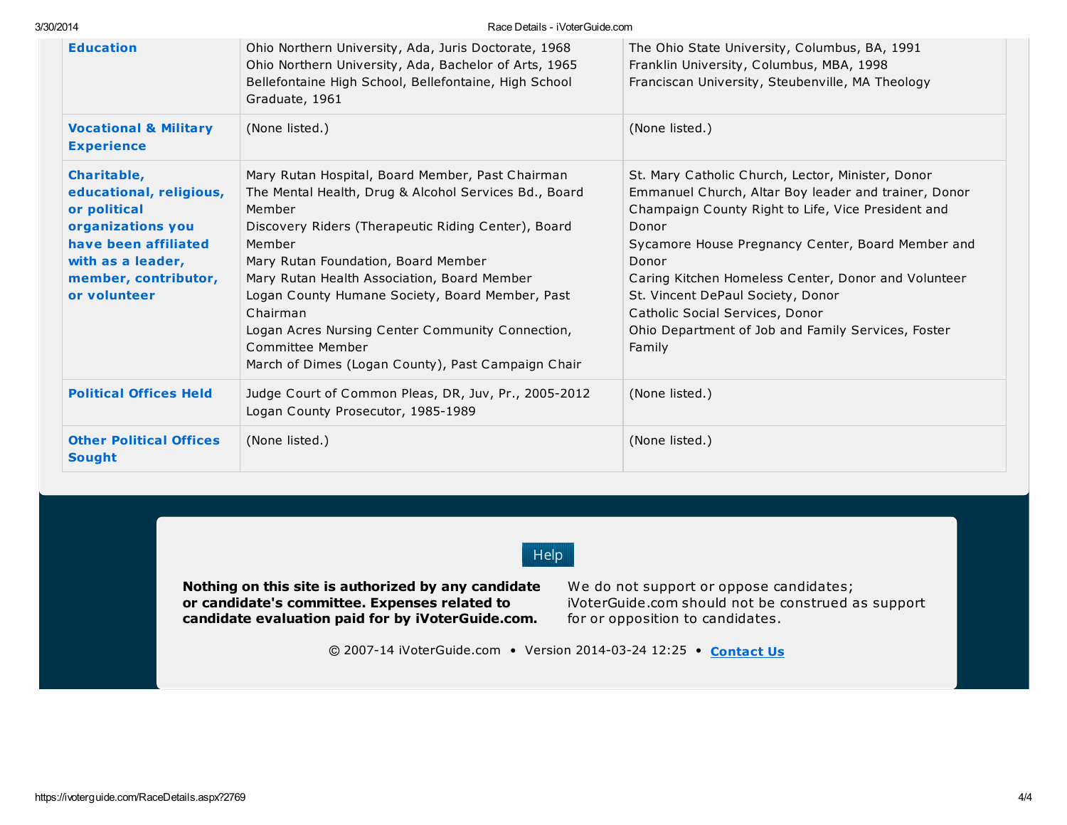| | | |
|---|---|---|
| **Education** | Ohio Northern University, Ada, Juris Doctorate, 1968<br>Ohio Northern University, Ada, Bachelor of Arts, 1965<br>Bellefontaine High School, Bellefontaine, High School Graduate, 1961 | The Ohio State University, Columbus, BA, 1991<br>Franklin University, Columbus, MBA, 1998<br>Franciscan University, Steubenville, MA Theology |
| **Vocational & Military Experience** | (None listed.) | (None listed.) |
| **Charitable, educational, religious, or political organizations you have been affiliated with as a leader, member, contributor, or volunteer** | Mary Rutan Hospital, Board Member, Past Chairman<br>The Mental Health, Drug & Alcohol Services Bd., Board Member<br>Discovery Riders (Therapeutic Riding Center), Board Member<br>Mary Rutan Foundation, Board Member<br>Mary Rutan Health Association, Board Member<br>Logan County Humane Society, Board Member, Past Chairman<br>Logan Acres Nursing Center Community Connection, Committee Member<br>March of Dimes (Logan County), Past Campaign Chair | St. Mary Catholic Church, Lector, Minister, Donor<br>Emmanuel Church, Altar Boy leader and trainer, Donor<br>Champaign County Right to Life, Vice President and Donor<br>Sycamore House Pregnancy Center, Board Member and Donor<br>Caring Kitchen Homeless Center, Donor and Volunteer<br>St. Vincent DePaul Society, Donor<br>Catholic Social Services, Donor<br>Ohio Department of Job and Family Services, Foster Family |
| **Political Offices Held** | Judge Court of Common Pleas, DR, Juv, Pr., 2005-2012<br>Logan County Prosecutor, 1985-1989 | (None listed.) |
| **Other Political Offices Sought** | (None listed.) | (None listed.) |

Help

**Nothing on this site is authorized by any candidate or candidate's committee. Expenses related to candidate evaluation paid for by iVoterGuide.com.**

We do not support or oppose candidates; iVoterGuide.com should not be construed as support for or opposition to candidates.

© 2007-14 iVoterGuide.com • Version 2014-03-24 12:25 • Contact Us